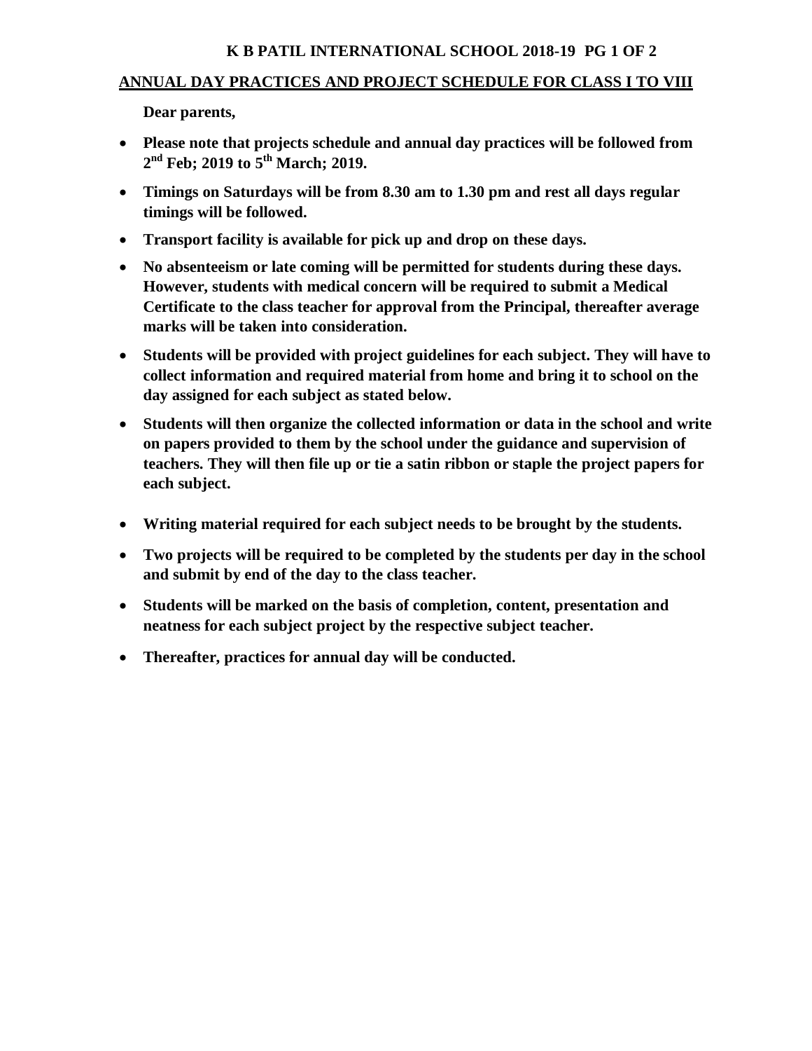# K B PATIL INTERNATIONAL SCHOOL 2018-19

## ANNUAL DAY PRACTICES AND PROJECT SCHEDULE FOR CLASS I TO VIII

**Dear parents,**

- **Please note that projects schedule and annual day practices will be followed from 2nd Feb; 2019 to 5th March; 2019.**
- **Timings on Saturdays will be from 8.30 am to 1.30 pm and rest all days regular timings will be followed.**
- **Transport facility is available for pick up and drop on these days.**
- **No absenteeism or late coming will be permitted for students during these days. However, students with medical concern will be required to submit a Medical Certificate to the class teacher for approval from the Principal, thereafter average marks will be taken into consideration.**
- **Students will be provided with project guidelines for each subject. They will have to collect information and required material from home and bring it to school on the day assigned for each subject as stated below.**
- **Students will then organize the collected information or data in the school and write on papers provided to them by the school under the guidance and supervision of teachers. They will then file up or tie a satin ribbon or staple the project papers for each subject.**
- **Writing material required for each subject needs to be brought by the students.**
- **Two projects will be required to be completed by the students per day in the school and submit by end of the day to the class teacher.**
- **Students will be marked on the basis of completion, content, presentation and neatness for each subject project by the respective subject teacher.**
- **Thereafter, practices for annual day will be conducted.**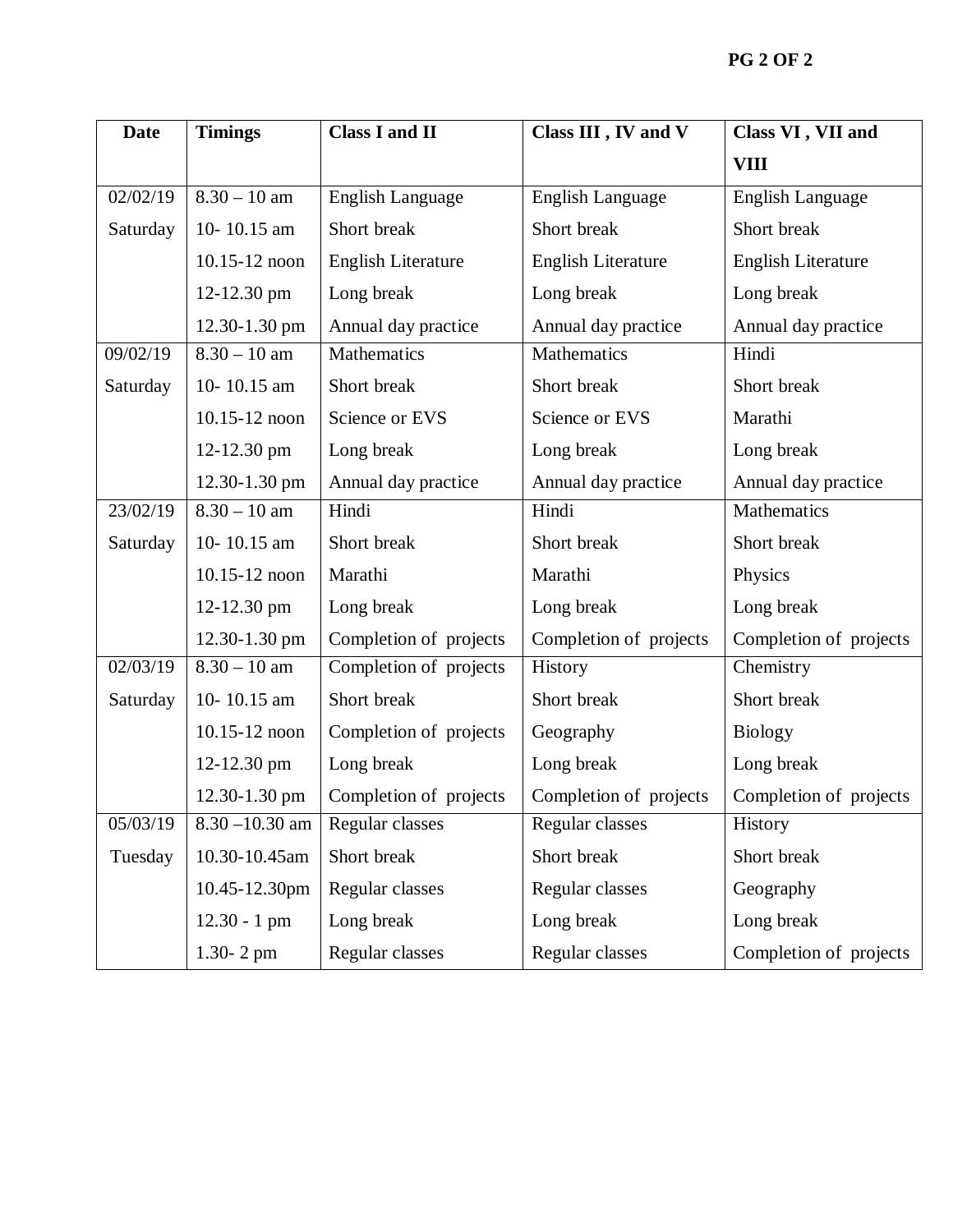| Date | Timings | Class I and II | Class III , IV and V | Class VI , VII and VIII |
|---|---|---|---|---|
| 02/02/19 | 8.30 – 10 am | English Language | English Language | English Language |
| Saturday | 10- 10.15 am | Short break | Short break | Short break |
| | 10.15-12 noon | English Literature | English Literature | English Literature |
| | 12-12.30 pm | Long break | Long break | Long break |
| | 12.30-1.30 pm | Annual day practice | Annual day practice | Annual day practice |
| 09/02/19 | 8.30 – 10 am | Mathematics | Mathematics | Hindi |
| Saturday | 10- 10.15 am | Short break | Short break | Short break |
| | 10.15-12 noon | Science or EVS | Science or EVS | Marathi |
| | 12-12.30 pm | Long break | Long break | Long break |
| | 12.30-1.30 pm | Annual day practice | Annual day practice | Annual day practice |
| 23/02/19 | 8.30 – 10 am | Hindi | Hindi | Mathematics |
| Saturday | 10- 10.15 am | Short break | Short break | Short break |
| | 10.15-12 noon | Marathi | Marathi | Physics |
| | 12-12.30 pm | Long break | Long break | Long break |
| | 12.30-1.30 pm | Completion of projects | Completion of projects | Completion of projects |
| 02/03/19 | 8.30 – 10 am | Completion of projects | History | Chemistry |
| Saturday | 10- 10.15 am | Short break | Short break | Short break |
| | 10.15-12 noon | Completion of projects | Geography | Biology |
| | 12-12.30 pm | Long break | Long break | Long break |
| | 12.30-1.30 pm | Completion of projects | Completion of projects | Completion of projects |
| 05/03/19 | 8.30 –10.30 am | Regular classes | Regular classes | History |
| Tuesday | 10.30-10.45am | Short break | Short break | Short break |
| | 10.45-12.30pm | Regular classes | Regular classes | Geography |
| | 12.30 - 1 pm | Long break | Long break | Long break |
| | 1.30- 2 pm | Regular classes | Regular classes | Completion of projects |